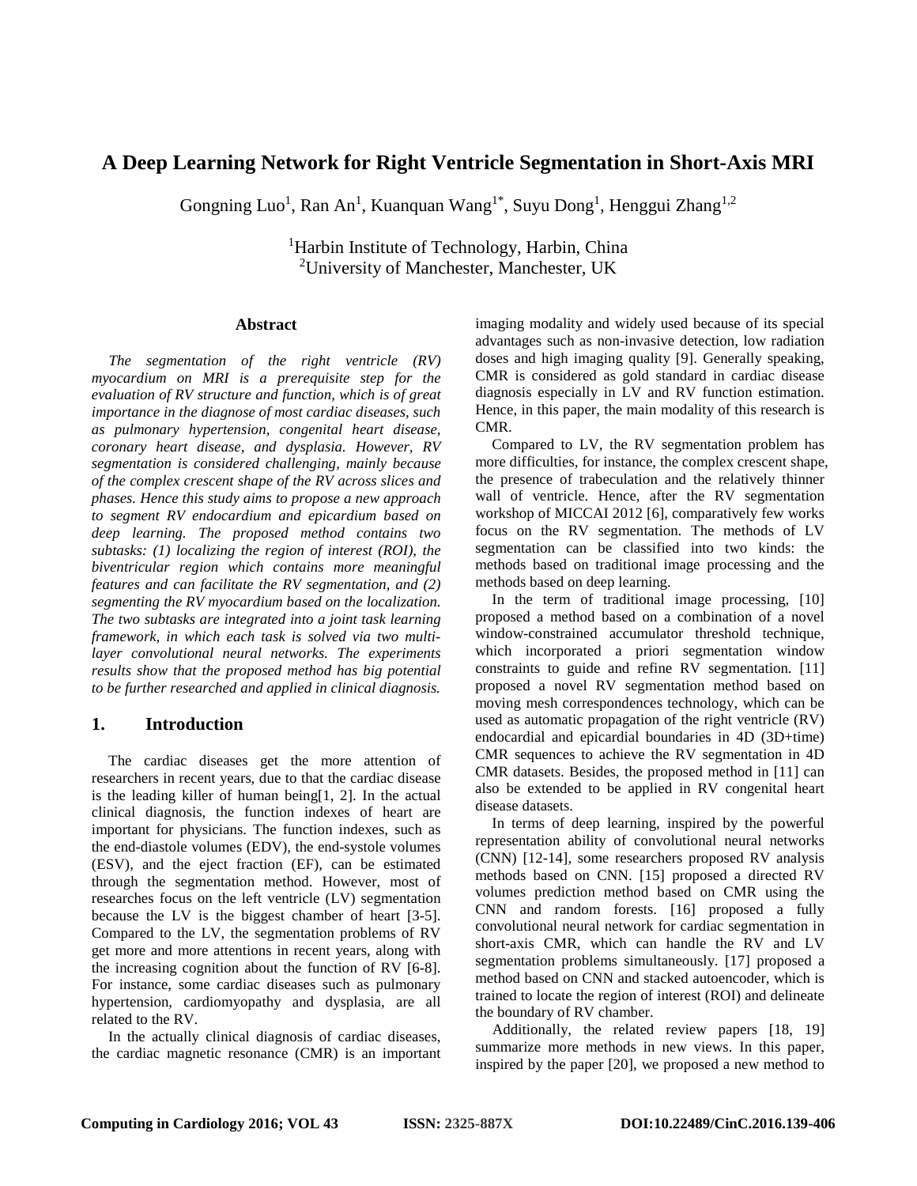# A Deep Learning Network for Right Ventricle Segmentation in Short-Axis MRI

Gongning Luo[1], Ran An[1], Kuanquan Wang[1*], Suyu Dong[1], Henggui Zhang[1,2]

[1]Harbin Institute of Technology, Harbin, China
[2]University of Manchester, Manchester, UK

## Abstract

*The segmentation of the right ventricle (RV) myocardium on MRI is a prerequisite step for the evaluation of RV structure and function, which is of great importance in the diagnose of most cardiac diseases, such as pulmonary hypertension, congenital heart disease, coronary heart disease, and dysplasia. However, RV segmentation is considered challenging, mainly because of the complex crescent shape of the RV across slices and phases. Hence this study aims to propose a new approach to segment RV endocardium and epicardium based on deep learning. The proposed method contains two subtasks: (1) localizing the region of interest (ROI), the biventricular region which contains more meaningful features and can facilitate the RV segmentation, and (2) segmenting the RV myocardium based on the localization. The two subtasks are integrated into a joint task learning framework, in which each task is solved via two multi-layer convolutional neural networks. The experiments results show that the proposed method has big potential to be further researched and applied in clinical diagnosis.*

## 1. Introduction

The cardiac diseases get the more attention of researchers in recent years, due to that the cardiac disease is the leading killer of human being[1, 2]. In the actual clinical diagnosis, the function indexes of heart are important for physicians. The function indexes, such as the end-diastole volumes (EDV), the end-systole volumes (ESV), and the eject fraction (EF), can be estimated through the segmentation method. However, most of researches focus on the left ventricle (LV) segmentation because the LV is the biggest chamber of heart [3-5]. Compared to the LV, the segmentation problems of RV get more and more attentions in recent years, along with the increasing cognition about the function of RV [6-8]. For instance, some cardiac diseases such as pulmonary hypertension, cardiomyopathy and dysplasia, are all related to the RV.

In the actually clinical diagnosis of cardiac diseases, the cardiac magnetic resonance (CMR) is an important imaging modality and widely used because of its special advantages such as non-invasive detection, low radiation doses and high imaging quality [9]. Generally speaking, CMR is considered as gold standard in cardiac disease diagnosis especially in LV and RV function estimation. Hence, in this paper, the main modality of this research is CMR.

Compared to LV, the RV segmentation problem has more difficulties, for instance, the complex crescent shape, the presence of trabeculation and the relatively thinner wall of ventricle. Hence, after the RV segmentation workshop of MICCAI 2012 [6], comparatively few works focus on the RV segmentation. The methods of LV segmentation can be classified into two kinds: the methods based on traditional image processing and the methods based on deep learning.

In the term of traditional image processing, [10] proposed a method based on a combination of a novel window-constrained accumulator threshold technique, which incorporated a priori segmentation window constraints to guide and refine RV segmentation. [11] proposed a novel RV segmentation method based on moving mesh correspondences technology, which can be used as automatic propagation of the right ventricle (RV) endocardial and epicardial boundaries in 4D (3D+time) CMR sequences to achieve the RV segmentation in 4D CMR datasets. Besides, the proposed method in [11] can also be extended to be applied in RV congenital heart disease datasets.

In terms of deep learning, inspired by the powerful representation ability of convolutional neural networks (CNN) [12-14], some researchers proposed RV analysis methods based on CNN. [15] proposed a directed RV volumes prediction method based on CMR using the CNN and random forests. [16] proposed a fully convolutional neural network for cardiac segmentation in short-axis CMR, which can handle the RV and LV segmentation problems simultaneously. [17] proposed a method based on CNN and stacked autoencoder, which is trained to locate the region of interest (ROI) and delineate the boundary of RV chamber.

Additionally, the related review papers [18, 19] summarize more methods in new views. In this paper, inspired by the paper [20], we proposed a new method to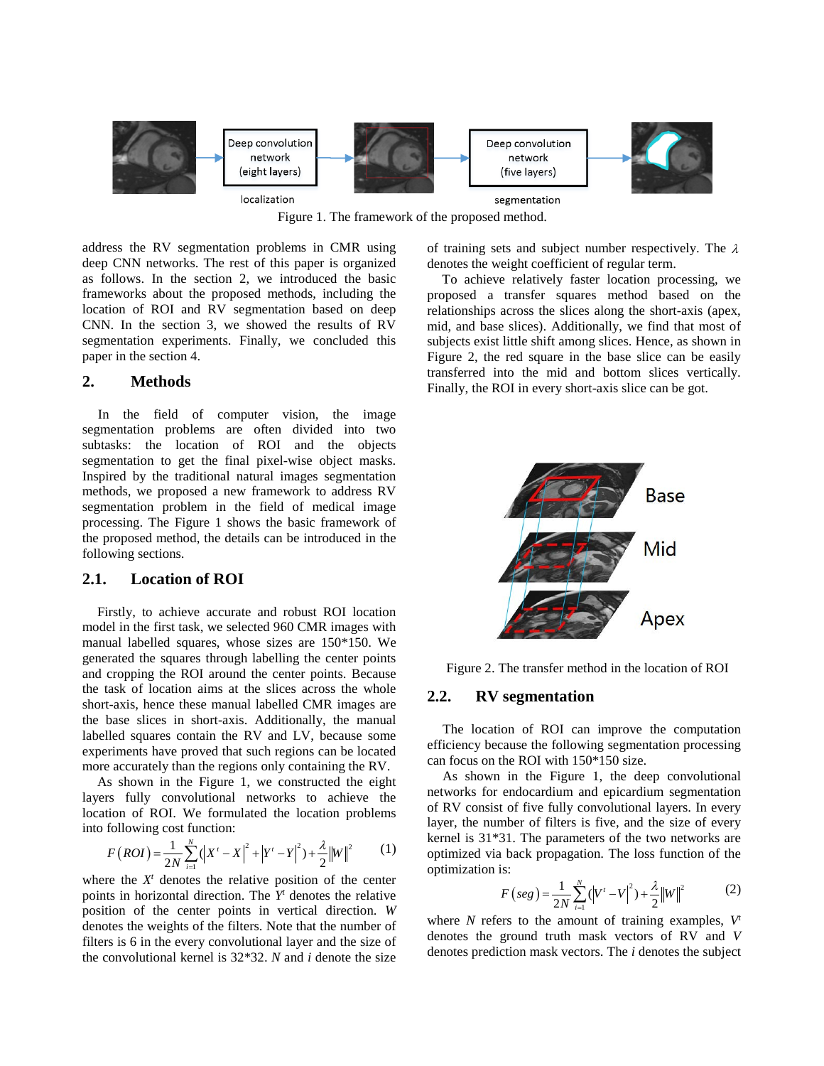Deep convolution network (eight layers)

localization

Deep convolution network (five layers)

segmentation

Figure 1. The framework of the proposed method.

address the RV segmentation problems in CMR using deep CNN networks. The rest of this paper is organized as follows. In the section 2, we introduced the basic frameworks about the proposed methods, including the location of ROI and RV segmentation based on deep CNN. In the section 3, we showed the results of RV segmentation experiments. Finally, we concluded this paper in the section 4.

## 2. Methods

In the field of computer vision, the image segmentation problems are often divided into two subtasks: the location of ROI and the objects segmentation to get the final pixel-wise object masks. Inspired by the traditional natural images segmentation methods, we proposed a new framework to address RV segmentation problem in the field of medical image processing. The Figure 1 shows the basic framework of the proposed method, the details can be introduced in the following sections.

### 2.1. Location of ROI

Firstly, to achieve accurate and robust ROI location model in the first task, we selected 960 CMR images with manual labelled squares, whose sizes are 150*150. We generated the squares through labelling the center points and cropping the ROI around the center points. Because the task of location aims at the slices across the whole short-axis, hence these manual labelled CMR images are the base slices in short-axis. Additionally, the manual labelled squares contain the RV and LV, because some experiments have proved that such regions can be located more accurately than the regions only containing the RV.

As shown in the Figure 1, we constructed the eight layers fully convolutional networks to achieve the location of ROI. We formulated the location problems into following cost function:

$$F(ROI)=\frac{1}{2N}\sum_{i=1}^{N}(\left|X^{t}-X\right|^{2}+\left|Y^{t}-Y\right|^{2})+\frac{\lambda}{2}\left\|W\right\|^{2} \qquad (1)$$

where the $X^t$ denotes the relative position of the center points in horizontal direction. The $Y^t$ denotes the relative position of the center points in vertical direction. $W$ denotes the weights of the filters. Note that the number of filters is 6 in the every convolutional layer and the size of the convolutional kernel is 32*32. $N$ and $i$ denote the size of training sets and subject number respectively. The $\lambda$ denotes the weight coefficient of regular term.

To achieve relatively faster location processing, we proposed a transfer squares method based on the relationships across the slices along the short-axis (apex, mid, and base slices). Additionally, we find that most of subjects exist little shift among slices. Hence, as shown in Figure 2, the red square in the base slice can be easily transferred into the mid and bottom slices vertically. Finally, the ROI in every short-axis slice can be got.

Base

Mid

Apex

Figure 2. The transfer method in the location of ROI

### 2.2. RV segmentation

The location of ROI can improve the computation efficiency because the following segmentation processing can focus on the ROI with 150*150 size.

As shown in the Figure 1, the deep convolutional networks for endocardium and epicardium segmentation of RV consist of five fully convolutional layers. In every layer, the number of filters is five, and the size of every kernel is 31*31. The parameters of the two networks are optimized via back propagation. The loss function of the optimization is:

$$F(seg)=\frac{1}{2N}\sum_{i=1}^{N}(\left|V^{t}-V\right|^{2})+\frac{\lambda}{2}\left\|W\right\|^{2} \qquad (2)$$

where $N$ refers to the amount of training examples, $V^t$ denotes the ground truth mask vectors of RV and $V$ denotes prediction mask vectors. The $i$ denotes the subject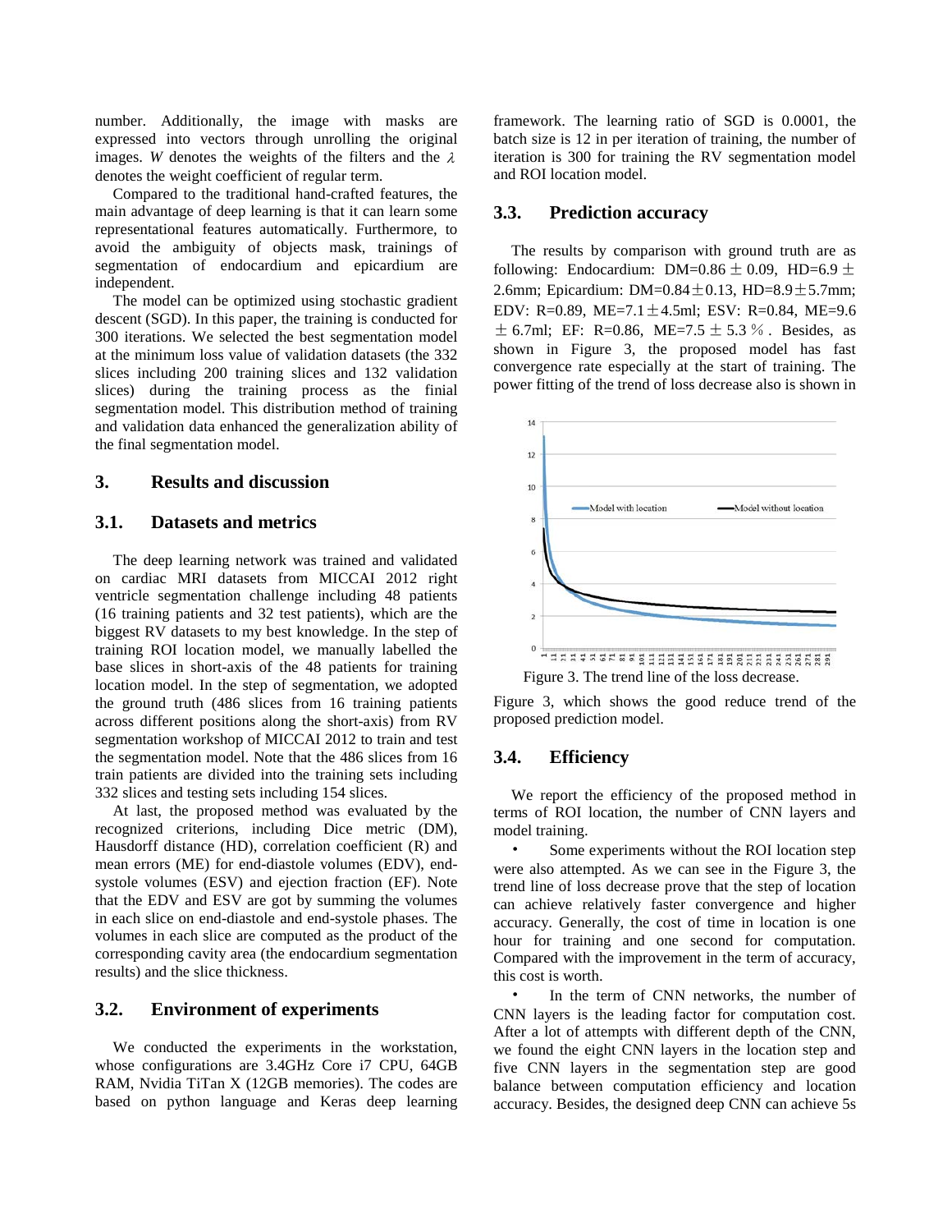number. Additionally, the image with masks are expressed into vectors through unrolling the original images. *W* denotes the weights of the filters and the $\lambda$ denotes the weight coefficient of regular term.

Compared to the traditional hand-crafted features, the main advantage of deep learning is that it can learn some representational features automatically. Furthermore, to avoid the ambiguity of objects mask, trainings of segmentation of endocardium and epicardium are independent.

The model can be optimized using stochastic gradient descent (SGD). In this paper, the training is conducted for 300 iterations. We selected the best segmentation model at the minimum loss value of validation datasets (the 332 slices including 200 training slices and 132 validation slices) during the training process as the finial segmentation model. This distribution method of training and validation data enhanced the generalization ability of the final segmentation model.

## 3. Results and discussion

### 3.1. Datasets and metrics

The deep learning network was trained and validated on cardiac MRI datasets from MICCAI 2012 right ventricle segmentation challenge including 48 patients (16 training patients and 32 test patients), which are the biggest RV datasets to my best knowledge. In the step of training ROI location model, we manually labelled the base slices in short-axis of the 48 patients for training location model. In the step of segmentation, we adopted the ground truth (486 slices from 16 training patients across different positions along the short-axis) from RV segmentation workshop of MICCAI 2012 to train and test the segmentation model. Note that the 486 slices from 16 train patients are divided into the training sets including 332 slices and testing sets including 154 slices.

At last, the proposed method was evaluated by the recognized criterions, including Dice metric (DM), Hausdorff distance (HD), correlation coefficient (R) and mean errors (ME) for end-diastole volumes (EDV), end-systole volumes (ESV) and ejection fraction (EF). Note that the EDV and ESV are got by summing the volumes in each slice on end-diastole and end-systole phases. The volumes in each slice are computed as the product of the corresponding cavity area (the endocardium segmentation results) and the slice thickness.

### 3.2. Environment of experiments

We conducted the experiments in the workstation, whose configurations are 3.4GHz Core i7 CPU, 64GB RAM, Nvidia TiTan X (12GB memories). The codes are based on python language and Keras deep learning framework. The learning ratio of SGD is 0.0001, the batch size is 12 in per iteration of training, the number of iteration is 300 for training the RV segmentation model and ROI location model.

### 3.3. Prediction accuracy

The results by comparison with ground truth are as following: Endocardium: DM=0.86 $\pm$ 0.09, HD=6.9 $\pm$ 2.6mm; Epicardium: DM=0.84$\pm$0.13, HD=8.9$\pm$5.7mm; EDV: R=0.89, ME=7.1$\pm$4.5ml; ESV: R=0.84, ME=9.6 $\pm$ 6.7ml; EF: R=0.86, ME=7.5 $\pm$ 5.3％. Besides, as shown in Figure 3, the proposed model has fast convergence rate especially at the start of training. The power fitting of the trend of loss decrease also is shown in Figure 3, which shows the good reduce trend of the proposed prediction model.

14
12
10
8
6
4
2
0

Model with location
Model without location

1 11 21 31 41 51 61 71 81 91 101 111 121 131 141 151 161 171 181 191 201 211 221 231 241 251 261 271 281 291

Figure 3. The trend line of the loss decrease.

### 3.4. Efficiency

We report the efficiency of the proposed method in terms of ROI location, the number of CNN layers and model training.

- Some experiments without the ROI location step were also attempted. As we can see in the Figure 3, the trend line of loss decrease prove that the step of location can achieve relatively faster convergence and higher accuracy. Generally, the cost of time in location is one hour for training and one second for computation. Compared with the improvement in the term of accuracy, this cost is worth.
- In the term of CNN networks, the number of CNN layers is the leading factor for computation cost. After a lot of attempts with different depth of the CNN, we found the eight CNN layers in the location step and five CNN layers in the segmentation step are good balance between computation efficiency and location accuracy. Besides, the designed deep CNN can achieve 5s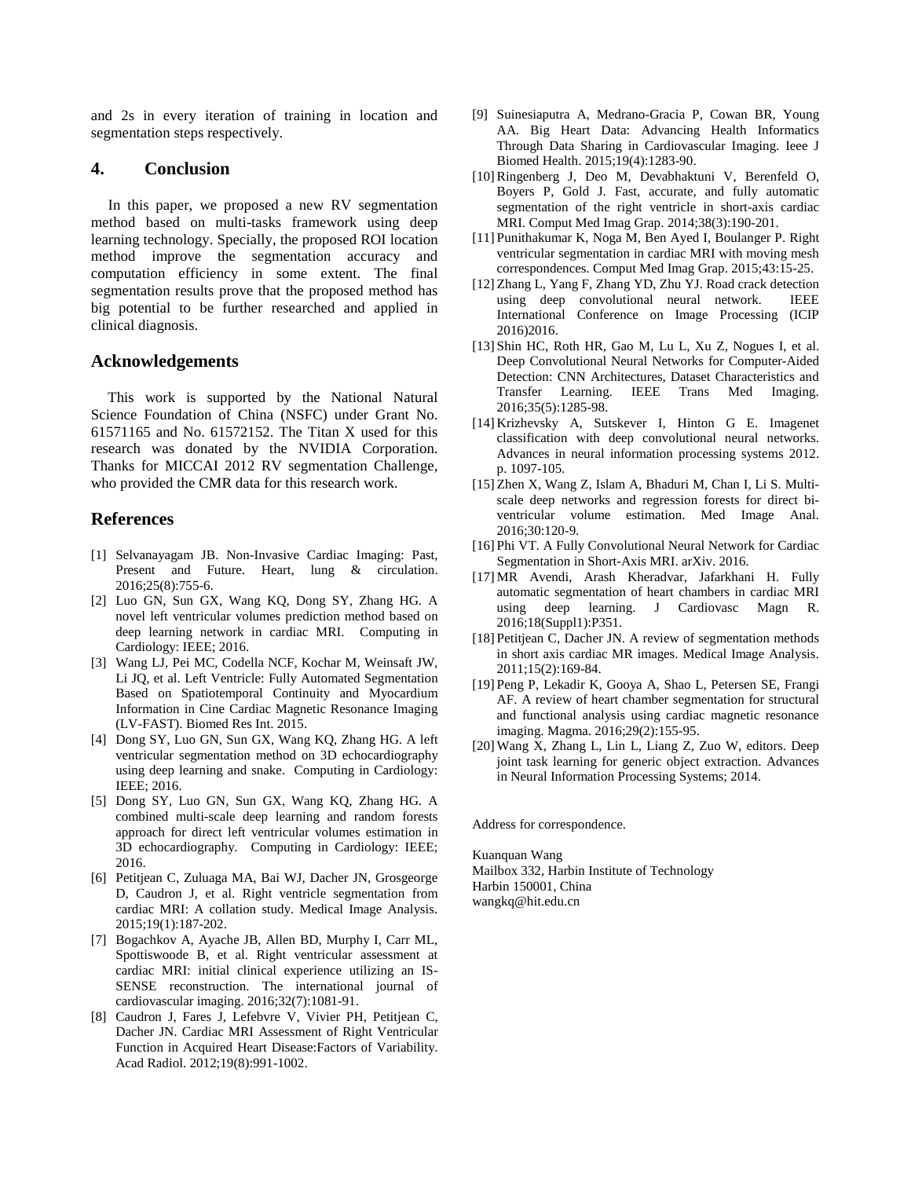and 2s in every iteration of training in location and segmentation steps respectively.

## 4. Conclusion

In this paper, we proposed a new RV segmentation method based on multi-tasks framework using deep learning technology. Specially, the proposed ROI location method improve the segmentation accuracy and computation efficiency in some extent. The final segmentation results prove that the proposed method has big potential to be further researched and applied in clinical diagnosis.

## Acknowledgements

This work is supported by the National Natural Science Foundation of China (NSFC) under Grant No. 61571165 and No. 61572152. The Titan X used for this research was donated by the NVIDIA Corporation. Thanks for MICCAI 2012 RV segmentation Challenge, who provided the CMR data for this research work.

## References

[1] Selvanayagam JB. Non-Invasive Cardiac Imaging: Past, Present and Future. Heart, lung & circulation. 2016;25(8):755-6.

[2] Luo GN, Sun GX, Wang KQ, Dong SY, Zhang HG. A novel left ventricular volumes prediction method based on deep learning network in cardiac MRI. Computing in Cardiology: IEEE; 2016.

[3] Wang LJ, Pei MC, Codella NCF, Kochar M, Weinsaft JW, Li JQ, et al. Left Ventricle: Fully Automated Segmentation Based on Spatiotemporal Continuity and Myocardium Information in Cine Cardiac Magnetic Resonance Imaging (LV-FAST). Biomed Res Int. 2015.

[4] Dong SY, Luo GN, Sun GX, Wang KQ, Zhang HG. A left ventricular segmentation method on 3D echocardiography using deep learning and snake. Computing in Cardiology: IEEE; 2016.

[5] Dong SY, Luo GN, Sun GX, Wang KQ, Zhang HG. A combined multi-scale deep learning and random forests approach for direct left ventricular volumes estimation in 3D echocardiography. Computing in Cardiology: IEEE; 2016.

[6] Petitjean C, Zuluaga MA, Bai WJ, Dacher JN, Grosgeorge D, Caudron J, et al. Right ventricle segmentation from cardiac MRI: A collation study. Medical Image Analysis. 2015;19(1):187-202.

[7] Bogachkov A, Ayache JB, Allen BD, Murphy I, Carr ML, Spottiswoode B, et al. Right ventricular assessment at cardiac MRI: initial clinical experience utilizing an IS-SENSE reconstruction. The international journal of cardiovascular imaging. 2016;32(7):1081-91.

[8] Caudron J, Fares J, Lefebvre V, Vivier PH, Petitjean C, Dacher JN. Cardiac MRI Assessment of Right Ventricular Function in Acquired Heart Disease:Factors of Variability. Acad Radiol. 2012;19(8):991-1002.

[9] Suinesiaputra A, Medrano-Gracia P, Cowan BR, Young AA. Big Heart Data: Advancing Health Informatics Through Data Sharing in Cardiovascular Imaging. Ieee J Biomed Health. 2015;19(4):1283-90.

[10] Ringenberg J, Deo M, Devabhaktuni V, Berenfeld O, Boyers P, Gold J. Fast, accurate, and fully automatic segmentation of the right ventricle in short-axis cardiac MRI. Comput Med Imag Grap. 2014;38(3):190-201.

[11] Punithakumar K, Noga M, Ben Ayed I, Boulanger P. Right ventricular segmentation in cardiac MRI with moving mesh correspondences. Comput Med Imag Grap. 2015;43:15-25.

[12] Zhang L, Yang F, Zhang YD, Zhu YJ. Road crack detection using deep convolutional neural network. IEEE International Conference on Image Processing (ICIP 2016)2016.

[13] Shin HC, Roth HR, Gao M, Lu L, Xu Z, Nogues I, et al. Deep Convolutional Neural Networks for Computer-Aided Detection: CNN Architectures, Dataset Characteristics and Transfer Learning. IEEE Trans Med Imaging. 2016;35(5):1285-98.

[14] Krizhevsky A, Sutskever I, Hinton G E. Imagenet classification with deep convolutional neural networks. Advances in neural information processing systems 2012. p. 1097-105.

[15] Zhen X, Wang Z, Islam A, Bhaduri M, Chan I, Li S. Multi-scale deep networks and regression forests for direct bi-ventricular volume estimation. Med Image Anal. 2016;30:120-9.

[16] Phi VT. A Fully Convolutional Neural Network for Cardiac Segmentation in Short-Axis MRI. arXiv. 2016.

[17] MR Avendi, Arash Kheradvar, Jafarkhani H. Fully automatic segmentation of heart chambers in cardiac MRI using deep learning. J Cardiovasc Magn R. 2016;18(Suppl1):P351.

[18] Petitjean C, Dacher JN. A review of segmentation methods in short axis cardiac MR images. Medical Image Analysis. 2011;15(2):169-84.

[19] Peng P, Lekadir K, Gooya A, Shao L, Petersen SE, Frangi AF. A review of heart chamber segmentation for structural and functional analysis using cardiac magnetic resonance imaging. Magma. 2016;29(2):155-95.

[20] Wang X, Zhang L, Lin L, Liang Z, Zuo W, editors. Deep joint task learning for generic object extraction. Advances in Neural Information Processing Systems; 2014.

Address for correspondence.

Kuanquan Wang
Mailbox 332, Harbin Institute of Technology
Harbin 150001, China
wangkq@hit.edu.cn